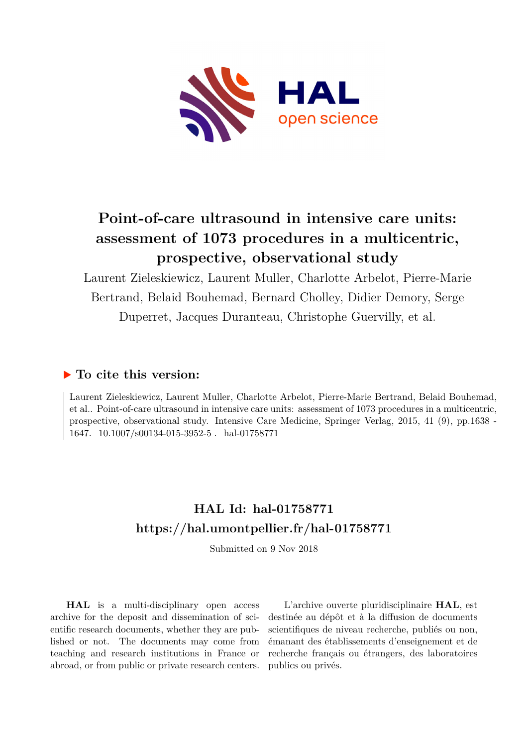# Point-of-care ultrasound in intensive care units: assessment of 1073 procedures in a multicentric, prospective, observational study

Laurent Zieleskiewicz, Laurent Muller, Charlotte Arbelot, Pierre-Marie Bertrand, Belaid Bouhemad, Bernard Cholley, Didier Demory, Serge Duperret, Jacques Duranteau, Christophe Guervilly, et al.

## ▶ To cite this version:

Laurent Zieleskiewicz, Laurent Muller, Charlotte Arbelot, Pierre-Marie Bertrand, Belaid Bouhemad, et al.. Point-of-care ultrasound in intensive care units: assessment of 1073 procedures in a multicentric, prospective, observational study. Intensive Care Medicine, Springer Verlag, 2015, 41 (9), pp.1638 - 1647. 10.1007/s00134-015-3952-5 . hal-01758771

## HAL Id: hal-01758771
## https://hal.umontpellier.fr/hal-01758771

Submitted on 9 Nov 2018

**HAL** is a multi-disciplinary open access archive for the deposit and dissemination of scientific research documents, whether they are published or not. The documents may come from teaching and research institutions in France or abroad, or from public or private research centers.

L'archive ouverte pluridisciplinaire **HAL**, est destinée au dépôt et à la diffusion de documents scientifiques de niveau recherche, publiés ou non, émanant des établissements d'enseignement et de recherche français ou étrangers, des laboratoires publics ou privés.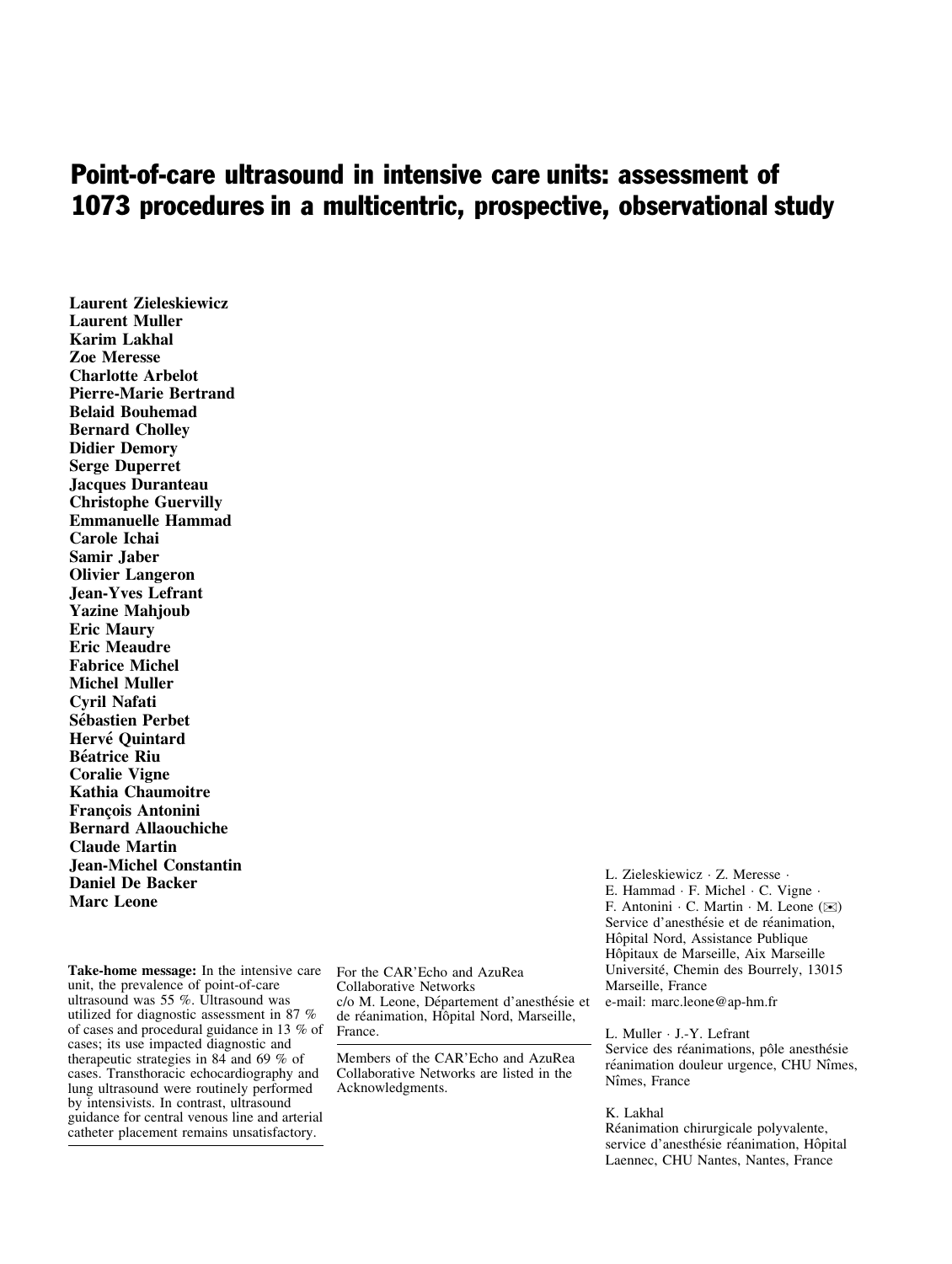# Point-of-care ultrasound in intensive care units: assessment of 1073 procedures in a multicentric, prospective, observational study

**Laurent Zieleskiewicz**
**Laurent Muller**
**Karim Lakhal**
**Zoe Meresse**
**Charlotte Arbelot**
**Pierre-Marie Bertrand**
**Belaid Bouhemad**
**Bernard Cholley**
**Didier Demory**
**Serge Duperret**
**Jacques Duranteau**
**Christophe Guervilly**
**Emmanuelle Hammad**
**Carole Ichai**
**Samir Jaber**
**Olivier Langeron**
**Jean-Yves Lefrant**
**Yazine Mahjoub**
**Eric Maury**
**Eric Meaudre**
**Fabrice Michel**
**Michel Muller**
**Cyril Nafati**
**Sébastien Perbet**
**Hervé Quintard**
**Béatrice Riu**
**Coralie Vigne**
**Kathia Chaumoitre**
**François Antonini**
**Bernard Allaouichiche**
**Claude Martin**
**Jean-Michel Constantin**
**Daniel De Backer**
**Marc Leone**

**Take-home message:** In the intensive care unit, the prevalence of point-of-care ultrasound was 55 %. Ultrasound was utilized for diagnostic assessment in 87 % of cases and procedural guidance in 13 % of cases; its use impacted diagnostic and therapeutic strategies in 84 and 69 % of cases. Transthoracic echocardiography and lung ultrasound were routinely performed by intensivists. In contrast, ultrasound guidance for central venous line and arterial catheter placement remains unsatisfactory.

For the CAR'Echo and AzuRea Collaborative Networks
c/o M. Leone, Département d'anesthésie et de réanimation, Hôpital Nord, Marseille, France.

Members of the CAR'Echo and AzuRea Collaborative Networks are listed in the Acknowledgments.

L. Zieleskiewicz · Z. Meresse · E. Hammad · F. Michel · C. Vigne · F. Antonini · C. Martin · M. Leone (✉)
Service d'anesthésie et de réanimation, Hôpital Nord, Assistance Publique Hôpitaux de Marseille, Aix Marseille Université, Chemin des Bourrely, 13015 Marseille, France
e-mail: marc.leone@ap-hm.fr

L. Muller · J.-Y. Lefrant
Service des réanimations, pôle anesthésie réanimation douleur urgence, CHU Nîmes, Nîmes, France

K. Lakhal
Réanimation chirurgicale polyvalente, service d'anesthésie réanimation, Hôpital Laennec, CHU Nantes, Nantes, France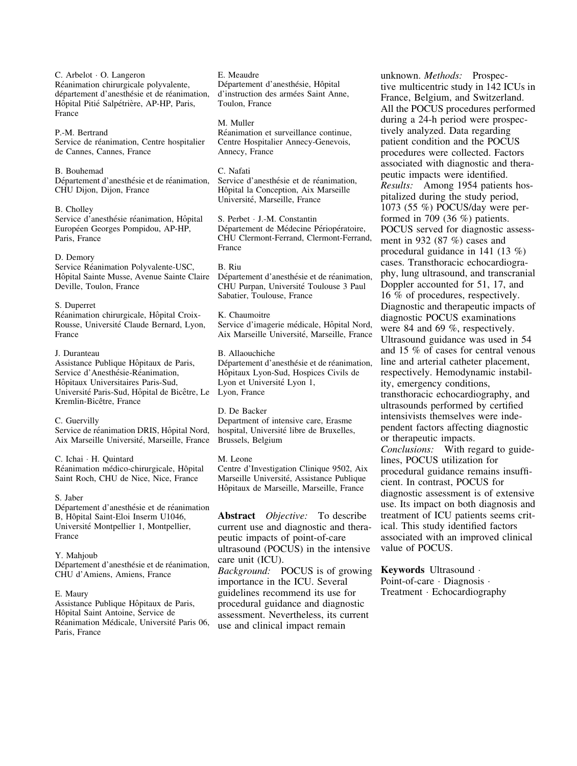C. Arbelot · O. Langeron
Réanimation chirurgicale polyvalente, département d'anesthésie et de réanimation, Hôpital Pitié Salpétrière, AP-HP, Paris, France

P.-M. Bertrand
Service de réanimation, Centre hospitalier de Cannes, Cannes, France

B. Bouhemad
Département d'anesthésie et de réanimation, CHU Dijon, Dijon, France

B. Cholley
Service d'anesthésie réanimation, Hôpital Européen Georges Pompidou, AP-HP, Paris, France

D. Demory
Service Réanimation Polyvalente-USC, Hôpital Sainte Musse, Avenue Sainte Claire Deville, Toulon, France

S. Duperret
Réanimation chirurgicale, Hôpital Croix-Rousse, Université Claude Bernard, Lyon, France

J. Duranteau
Assistance Publique Hôpitaux de Paris, Service d'Anesthésie-Réanimation, Hôpitaux Universitaires Paris-Sud, Université Paris-Sud, Hôpital de Bicêtre, Le Kremlin-Bicêtre, France

C. Guervilly
Service de réanimation DRIS, Hôpital Nord, Aix Marseille Université, Marseille, France

C. Ichai · H. Quintard
Réanimation médico-chirurgicale, Hôpital Saint Roch, CHU de Nice, Nice, France

S. Jaber
Département d'anesthésie et de réanimation B, Hôpital Saint-Eloi Inserm U1046, Université Montpellier 1, Montpellier, France

Y. Mahjoub
Département d'anesthésie et de réanimation, CHU d'Amiens, Amiens, France

E. Maury
Assistance Publique Hôpitaux de Paris, Hôpital Saint Antoine, Service de Réanimation Médicale, Université Paris 06, Paris, France

E. Meaudre
Département d'anesthésie, Hôpital d'instruction des armées Saint Anne, Toulon, France

M. Muller
Réanimation et surveillance continue, Centre Hospitalier Annecy-Genevois, Annecy, France

C. Nafati
Service d'anesthésie et de réanimation, Hôpital la Conception, Aix Marseille Université, Marseille, France

S. Perbet · J.-M. Constantin
Département de Médecine Périopératoire, CHU Clermont-Ferrand, Clermont-Ferrand, France

B. Riu
Département d'anesthésie et de réanimation, CHU Purpan, Université Toulouse 3 Paul Sabatier, Toulouse, France

K. Chaumoitre
Service d'imagerie médicale, Hôpital Nord, Aix Marseille Université, Marseille, France

B. Allaouchiche
Département d'anesthésie et de réanimation, Hôpitaux Lyon-Sud, Hospices Civils de Lyon et Université Lyon 1, Lyon, France

D. De Backer
Department of intensive care, Erasme hospital, Université libre de Bruxelles, Brussels, Belgium

M. Leone
Centre d'Investigation Clinique 9502, Aix Marseille Université, Assistance Publique Hôpitaux de Marseille, Marseille, France

**Abstract** *Objective:* To describe current use and diagnostic and therapeutic impacts of point-of-care ultrasound (POCUS) in the intensive care unit (ICU).
*Background:* POCUS is of growing importance in the ICU. Several guidelines recommend its use for procedural guidance and diagnostic assessment. Nevertheless, its current use and clinical impact remain unknown. *Methods:* Prospective multicentric study in 142 ICUs in France, Belgium, and Switzerland. All the POCUS procedures performed during a 24-h period were prospectively analyzed. Data regarding patient condition and the POCUS procedures were collected. Factors associated with diagnostic and therapeutic impacts were identified.
*Results:* Among 1954 patients hospitalized during the study period, 1073 (55 %) POCUS/day were performed in 709 (36 %) patients. POCUS served for diagnostic assessment in 932 (87 %) cases and procedural guidance in 141 (13 %) cases. Transthoracic echocardiography, lung ultrasound, and transcranial Doppler accounted for 51, 17, and 16 % of procedures, respectively. Diagnostic and therapeutic impacts of diagnostic POCUS examinations were 84 and 69 %, respectively. Ultrasound guidance was used in 54 and 15 % of cases for central venous line and arterial catheter placement, respectively. Hemodynamic instability, emergency conditions, transthoracic echocardiography, and ultrasounds performed by certified intensivists themselves were independent factors affecting diagnostic or therapeutic impacts.
*Conclusions:* With regard to guidelines, POCUS utilization for procedural guidance remains insufficient. In contrast, POCUS for diagnostic assessment is of extensive use. Its impact on both diagnosis and treatment of ICU patients seems critical. This study identified factors associated with an improved clinical value of POCUS.

**Keywords** Ultrasound · Point-of-care · Diagnosis · Treatment · Echocardiography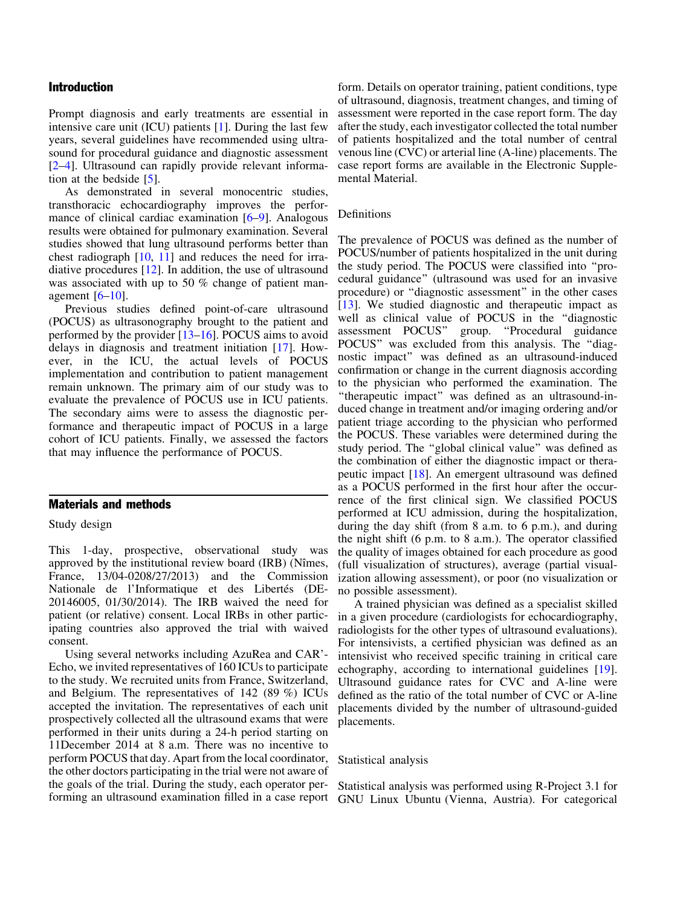## Introduction

Prompt diagnosis and early treatments are essential in intensive care unit (ICU) patients [1]. During the last few years, several guidelines have recommended using ultrasound for procedural guidance and diagnostic assessment [2–4]. Ultrasound can rapidly provide relevant information at the bedside [5].

As demonstrated in several monocentric studies, transthoracic echocardiography improves the performance of clinical cardiac examination [6–9]. Analogous results were obtained for pulmonary examination. Several studies showed that lung ultrasound performs better than chest radiograph [10, 11] and reduces the need for irradiative procedures [12]. In addition, the use of ultrasound was associated with up to 50 % change of patient management [6–10].

Previous studies defined point-of-care ultrasound (POCUS) as ultrasonography brought to the patient and performed by the provider [13–16]. POCUS aims to avoid delays in diagnosis and treatment initiation [17]. However, in the ICU, the actual levels of POCUS implementation and contribution to patient management remain unknown. The primary aim of our study was to evaluate the prevalence of POCUS use in ICU patients. The secondary aims were to assess the diagnostic performance and therapeutic impact of POCUS in a large cohort of ICU patients. Finally, we assessed the factors that may influence the performance of POCUS.

## Materials and methods

### Study design

This 1-day, prospective, observational study was approved by the institutional review board (IRB) (Nîmes, France, 13/04-0208/27/2013) and the Commission Nationale de l'Informatique et des Libertés (DE-20146005, 01/30/2014). The IRB waived the need for patient (or relative) consent. Local IRBs in other participating countries also approved the trial with waived consent.

Using several networks including AzuRea and CAR'-Echo, we invited representatives of 160 ICUs to participate to the study. We recruited units from France, Switzerland, and Belgium. The representatives of 142 (89 %) ICUs accepted the invitation. The representatives of each unit prospectively collected all the ultrasound exams that were performed in their units during a 24-h period starting on 11December 2014 at 8 a.m. There was no incentive to perform POCUS that day. Apart from the local coordinator, the other doctors participating in the trial were not aware of the goals of the trial. During the study, each operator performing an ultrasound examination filled in a case report form. Details on operator training, patient conditions, type of ultrasound, diagnosis, treatment changes, and timing of assessment were reported in the case report form. The day after the study, each investigator collected the total number of patients hospitalized and the total number of central venous line (CVC) or arterial line (A-line) placements. The case report forms are available in the Electronic Supplemental Material.

### Definitions

The prevalence of POCUS was defined as the number of POCUS/number of patients hospitalized in the unit during the study period. The POCUS were classified into "procedural guidance" (ultrasound was used for an invasive procedure) or "diagnostic assessment" in the other cases [13]. We studied diagnostic and therapeutic impact as well as clinical value of POCUS in the "diagnostic assessment POCUS" group. "Procedural guidance POCUS" was excluded from this analysis. The "diagnostic impact" was defined as an ultrasound-induced confirmation or change in the current diagnosis according to the physician who performed the examination. The "therapeutic impact" was defined as an ultrasound-induced change in treatment and/or imaging ordering and/or patient triage according to the physician who performed the POCUS. These variables were determined during the study period. The "global clinical value" was defined as the combination of either the diagnostic impact or therapeutic impact [18]. An emergent ultrasound was defined as a POCUS performed in the first hour after the occurrence of the first clinical sign. We classified POCUS performed at ICU admission, during the hospitalization, during the day shift (from 8 a.m. to 6 p.m.), and during the night shift (6 p.m. to 8 a.m.). The operator classified the quality of images obtained for each procedure as good (full visualization of structures), average (partial visualization allowing assessment), or poor (no visualization or no possible assessment).

A trained physician was defined as a specialist skilled in a given procedure (cardiologists for echocardiography, radiologists for the other types of ultrasound evaluations). For intensivists, a certified physician was defined as an intensivist who received specific training in critical care echography, according to international guidelines [19]. Ultrasound guidance rates for CVC and A-line were defined as the ratio of the total number of CVC or A-line placements divided by the number of ultrasound-guided placements.

### Statistical analysis

Statistical analysis was performed using R-Project 3.1 for GNU Linux Ubuntu (Vienna, Austria). For categorical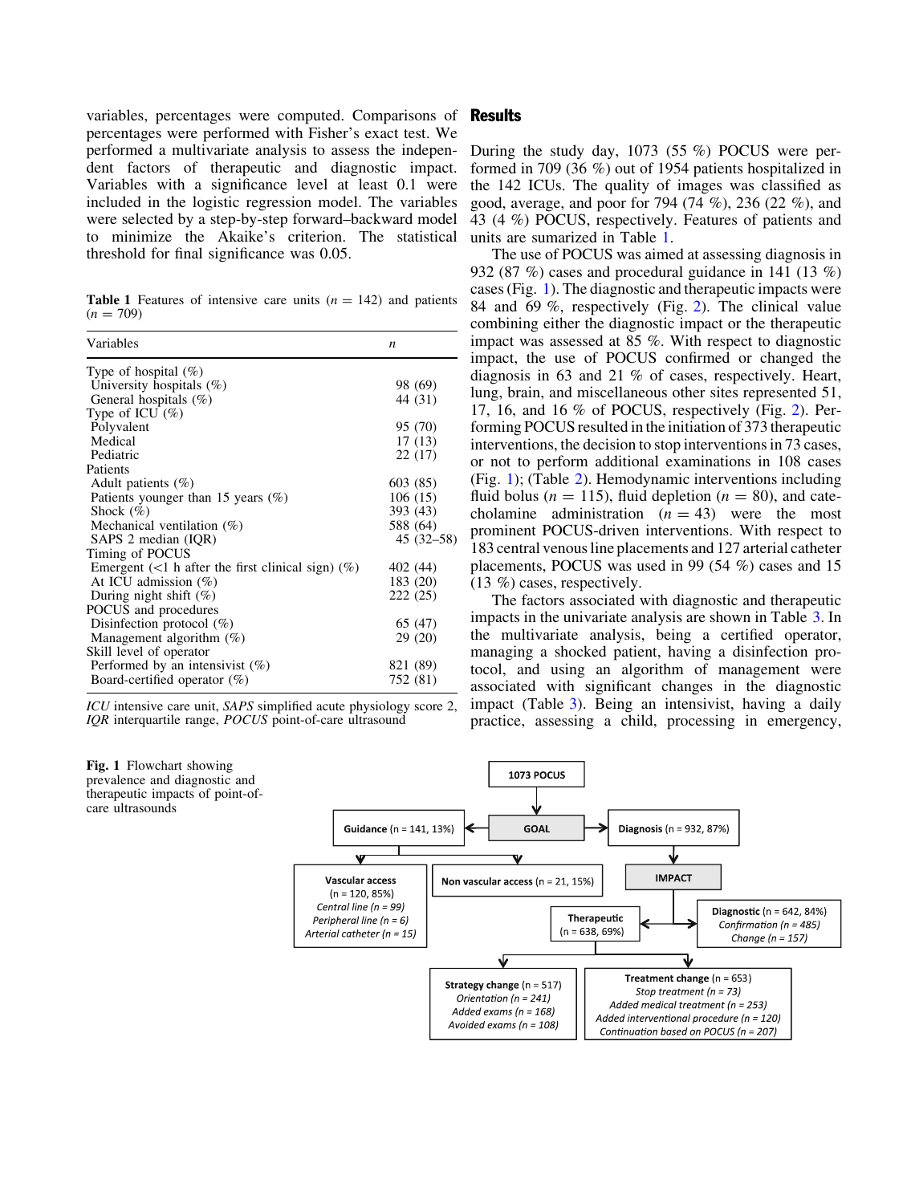variables, percentages were computed. Comparisons of percentages were performed with Fisher's exact test. We performed a multivariate analysis to assess the independent factors of therapeutic and diagnostic impact. Variables with a significance level at least 0.1 were included in the logistic regression model. The variables were selected by a step-by-step forward–backward model to minimize the Akaike's criterion. The statistical threshold for final significance was 0.05.

**Table 1** Features of intensive care units ($n = 142$) and patients ($n = 709$)

| Variables | n |
|---|---|
| Type of hospital (%) | |
| University hospitals (%) | 98 (69) |
| General hospitals (%) | 44 (31) |
| Type of ICU (%) | |
| Polyvalent | 95 (70) |
| Medical | 17 (13) |
| Pediatric | 22 (17) |
| Patients | |
| Adult patients (%) | 603 (85) |
| Patients younger than 15 years (%) | 106 (15) |
| Shock (%) | 393 (43) |
| Mechanical ventilation (%) | 588 (64) |
| SAPS 2 median (IQR) | 45 (32–58) |
| Timing of POCUS | |
| Emergent (<1 h after the first clinical sign) (%) | 402 (44) |
| At ICU admission (%) | 183 (20) |
| During night shift (%) | 222 (25) |
| POCUS and procedures | |
| Disinfection protocol (%) | 65 (47) |
| Management algorithm (%) | 29 (20) |
| Skill level of operator | |
| Performed by an intensivist (%) | 821 (89) |
| Board-certified operator (%) | 752 (81) |

*ICU* intensive care unit, *SAPS* simplified acute physiology score 2, *IQR* interquartile range, *POCUS* point-of-care ultrasound

## Results

During the study day, 1073 (55 %) POCUS were performed in 709 (36 %) out of 1954 patients hospitalized in the 142 ICUs. The quality of images was classified as good, average, and poor for 794 (74 %), 236 (22 %), and 43 (4 %) POCUS, respectively. Features of patients and units are sumarized in Table 1.

The use of POCUS was aimed at assessing diagnosis in 932 (87 %) cases and procedural guidance in 141 (13 %) cases (Fig. 1). The diagnostic and therapeutic impacts were 84 and 69 %, respectively (Fig. 2). The clinical value combining either the diagnostic impact or the therapeutic impact was assessed at 85 %. With respect to diagnostic impact, the use of POCUS confirmed or changed the diagnosis in 63 and 21 % of cases, respectively. Heart, lung, brain, and miscellaneous other sites represented 51, 17, 16, and 16 % of POCUS, respectively (Fig. 2). Performing POCUS resulted in the initiation of 373 therapeutic interventions, the decision to stop interventions in 73 cases, or not to perform additional examinations in 108 cases (Fig. 1); (Table 2). Hemodynamic interventions including fluid bolus ($n = 115$), fluid depletion ($n = 80$), and catecholamine administration ($n = 43$) were the most prominent POCUS-driven interventions. With respect to 183 central venous line placements and 127 arterial catheter placements, POCUS was used in 99 (54 %) cases and 15 (13 %) cases, respectively.

The factors associated with diagnostic and therapeutic impacts in the univariate analysis are shown in Table 3. In the multivariate analysis, being a certified operator, managing a shocked patient, having a disinfection protocol, and using an algorithm of management were associated with significant changes in the diagnostic impact (Table 3). Being an intensivist, having a daily practice, assessing a child, processing in emergency,

1073 POCUS → GOAL

- **Guidance** (n = 141, 13%)
  - **Vascular access** (n = 120, 85%): *Central line (n = 99)*, *Peripheral line (n = 6)*, *Arterial catheter (n = 15)*
  - **Non vascular access** (n = 21, 15%)
- **Diagnosis** (n = 932, 87%) → IMPACT
  - **Diagnostic** (n = 642, 84%): *Confirmation (n = 485)*, *Change (n = 157)*
  - **Therapeutic** (n = 638, 69%)
    - **Strategy change** (n = 517): *Orientation (n = 241)*, *Added exams (n = 168)*, *Avoided exams (n = 108)*
    - **Treatment change** (n = 653): *Stop treatment (n = 73)*, *Added medical treatment (n = 253)*, *Added interventional procedure (n = 120)*, *Continuation based on POCUS (n = 207)*

**Fig. 1** Flowchart showing prevalence and diagnostic and therapeutic impacts of point-of-care ultrasounds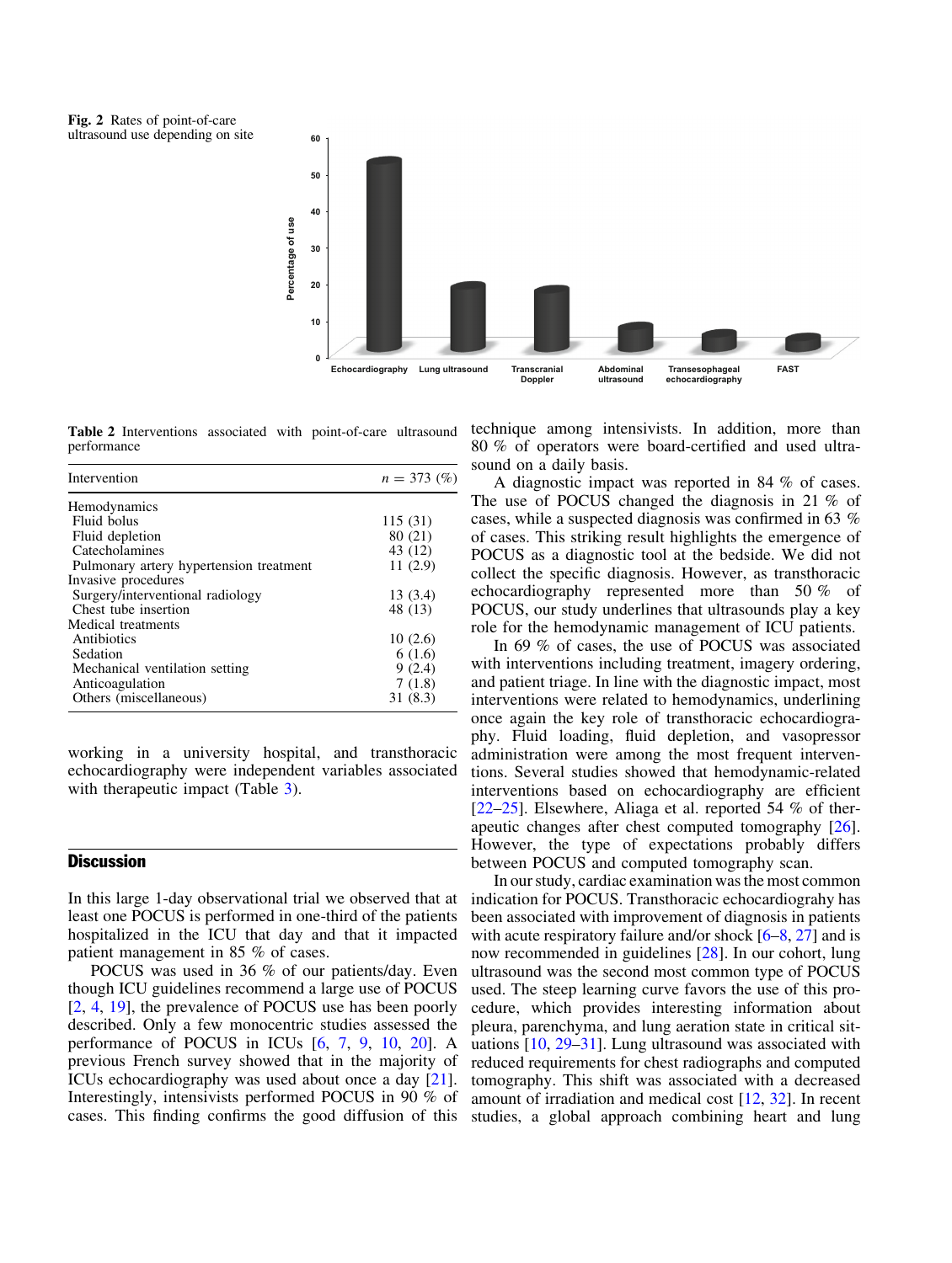**Fig. 2** Rates of point-of-care ultrasound use depending on site

**Table 2** Interventions associated with point-of-care ultrasound performance

| Intervention | n = 373 (%) |
|---|---|
| Hemodynamics | |
| Fluid bolus | 115 (31) |
| Fluid depletion | 80 (21) |
| Catecholamines | 43 (12) |
| Pulmonary artery hypertension treatment | 11 (2.9) |
| Invasive procedures | |
| Surgery/interventional radiology | 13 (3.4) |
| Chest tube insertion | 48 (13) |
| Medical treatments | |
| Antibiotics | 10 (2.6) |
| Sedation | 6 (1.6) |
| Mechanical ventilation setting | 9 (2.4) |
| Anticoagulation | 7 (1.8) |
| Others (miscellaneous) | 31 (8.3) |

working in a university hospital, and transthoracic echocardiography were independent variables associated with therapeutic impact (Table 3).

## Discussion

In this large 1-day observational trial we observed that at least one POCUS is performed in one-third of the patients hospitalized in the ICU that day and that it impacted patient management in 85 % of cases.

POCUS was used in 36 % of our patients/day. Even though ICU guidelines recommend a large use of POCUS [2, 4, 19], the prevalence of POCUS use has been poorly described. Only a few monocentric studies assessed the performance of POCUS in ICUs [6, 7, 9, 10, 20]. A previous French survey showed that in the majority of ICUs echocardiography was used about once a day [21]. Interestingly, intensivists performed POCUS in 90 % of cases. This finding confirms the good diffusion of this technique among intensivists. In addition, more than 80 % of operators were board-certified and used ultrasound on a daily basis.

A diagnostic impact was reported in 84 % of cases. The use of POCUS changed the diagnosis in 21 % of cases, while a suspected diagnosis was confirmed in 63 % of cases. This striking result highlights the emergence of POCUS as a diagnostic tool at the bedside. We did not collect the specific diagnosis. However, as transthoracic echocardiography represented more than 50 % of POCUS, our study underlines that ultrasounds play a key role for the hemodynamic management of ICU patients.

In 69 % of cases, the use of POCUS was associated with interventions including treatment, imagery ordering, and patient triage. In line with the diagnostic impact, most interventions were related to hemodynamics, underlining once again the key role of transthoracic echocardiography. Fluid loading, fluid depletion, and vasopressor administration were among the most frequent interventions. Several studies showed that hemodynamic-related interventions based on echocardiography are efficient [22–25]. Elsewhere, Aliaga et al. reported 54 % of therapeutic changes after chest computed tomography [26]. However, the type of expectations probably differs between POCUS and computed tomography scan.

In our study, cardiac examination was the most common indication for POCUS. Transthoracic echocardiograhy has been associated with improvement of diagnosis in patients with acute respiratory failure and/or shock [6–8, 27] and is now recommended in guidelines [28]. In our cohort, lung ultrasound was the second most common type of POCUS used. The steep learning curve favors the use of this procedure, which provides interesting information about pleura, parenchyma, and lung aeration state in critical situations [10, 29–31]. Lung ultrasound was associated with reduced requirements for chest radiographs and computed tomography. This shift was associated with a decreased amount of irradiation and medical cost [12, 32]. In recent studies, a global approach combining heart and lung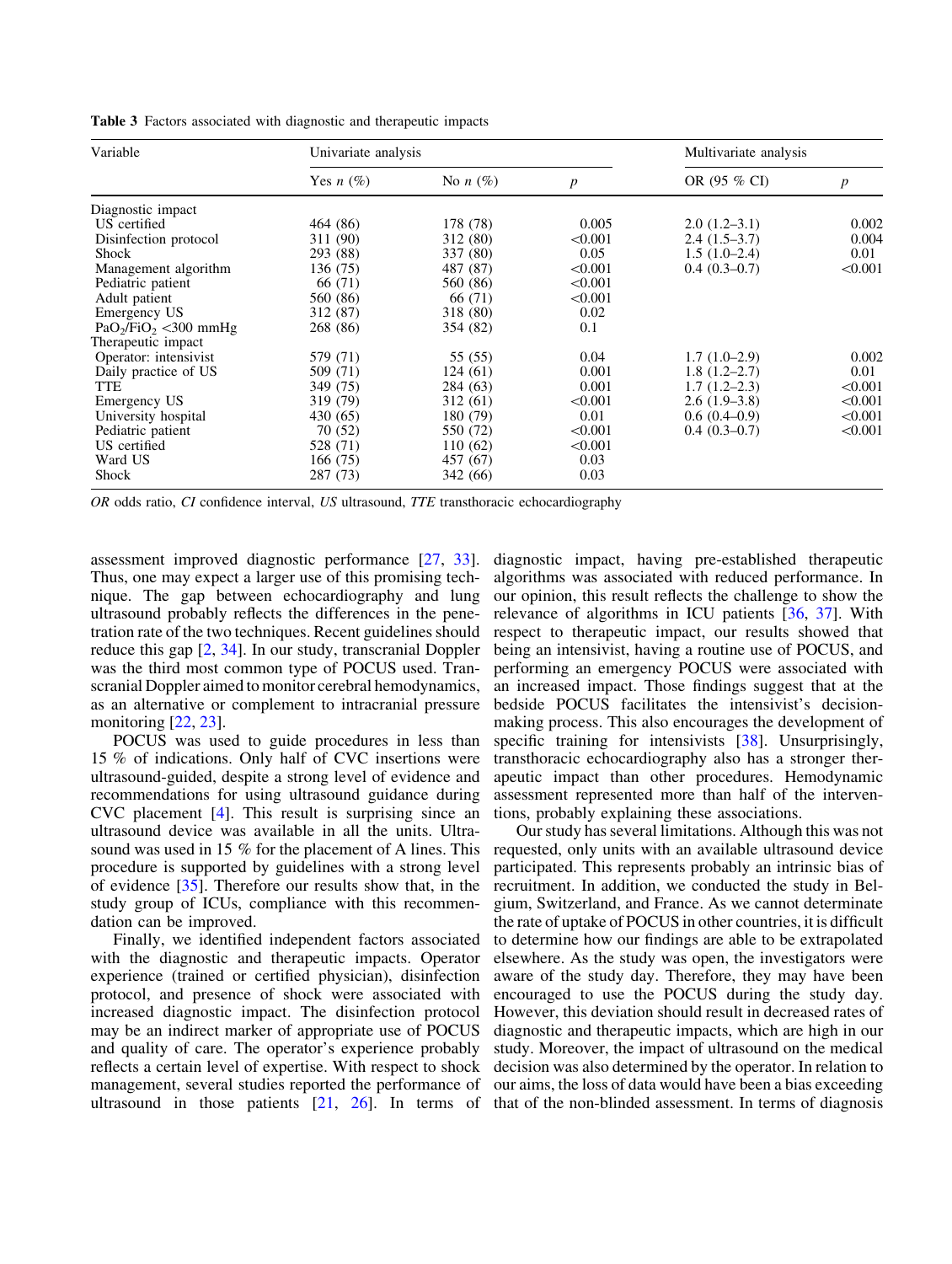**Table 3** Factors associated with diagnostic and therapeutic impacts

| Variable | Univariate analysis | | | Multivariate analysis | |
|---|---|---|---|---|---|
| | Yes *n* (%) | No *n* (%) | *p* | OR (95 % CI) | *p* |
| Diagnostic impact | | | | | |
| US certified | 464 (86) | 178 (78) | 0.005 | 2.0 (1.2–3.1) | 0.002 |
| Disinfection protocol | 311 (90) | 312 (80) | <0.001 | 2.4 (1.5–3.7) | 0.004 |
| Shock | 293 (88) | 337 (80) | 0.05 | 1.5 (1.0–2.4) | 0.01 |
| Management algorithm | 136 (75) | 487 (87) | <0.001 | 0.4 (0.3–0.7) | <0.001 |
| Pediatric patient | 66 (71) | 560 (86) | <0.001 | | |
| Adult patient | 560 (86) | 66 (71) | <0.001 | | |
| Emergency US | 312 (87) | 318 (80) | 0.02 | | |
| $PaO_2/FiO_2$ <300 mmHg | 268 (86) | 354 (82) | 0.1 | | |
| Therapeutic impact | | | | | |
| Operator: intensivist | 579 (71) | 55 (55) | 0.04 | 1.7 (1.0–2.9) | 0.002 |
| Daily practice of US | 509 (71) | 124 (61) | 0.001 | 1.8 (1.2–2.7) | 0.01 |
| TTE | 349 (75) | 284 (63) | 0.001 | 1.7 (1.2–2.3) | <0.001 |
| Emergency US | 319 (79) | 312 (61) | <0.001 | 2.6 (1.9–3.8) | <0.001 |
| University hospital | 430 (65) | 180 (79) | 0.01 | 0.6 (0.4–0.9) | <0.001 |
| Pediatric patient | 70 (52) | 550 (72) | <0.001 | 0.4 (0.3–0.7) | <0.001 |
| US certified | 528 (71) | 110 (62) | <0.001 | | |
| Ward US | 166 (75) | 457 (67) | 0.03 | | |
| Shock | 287 (73) | 342 (66) | 0.03 | | |

*OR* odds ratio, *CI* confidence interval, *US* ultrasound, *TTE* transthoracic echocardiography

assessment improved diagnostic performance [27, 33]. Thus, one may expect a larger use of this promising technique. The gap between echocardiography and lung ultrasound probably reflects the differences in the penetration rate of the two techniques. Recent guidelines should reduce this gap [2, 34]. In our study, transcranial Doppler was the third most common type of POCUS used. Transcranial Doppler aimed to monitor cerebral hemodynamics, as an alternative or complement to intracranial pressure monitoring [22, 23].

POCUS was used to guide procedures in less than 15 % of indications. Only half of CVC insertions were ultrasound-guided, despite a strong level of evidence and recommendations for using ultrasound guidance during CVC placement [4]. This result is surprising since an ultrasound device was available in all the units. Ultrasound was used in 15 % for the placement of A lines. This procedure is supported by guidelines with a strong level of evidence [35]. Therefore our results show that, in the study group of ICUs, compliance with this recommendation can be improved.

Finally, we identified independent factors associated with the diagnostic and therapeutic impacts. Operator experience (trained or certified physician), disinfection protocol, and presence of shock were associated with increased diagnostic impact. The disinfection protocol may be an indirect marker of appropriate use of POCUS and quality of care. The operator's experience probably reflects a certain level of expertise. With respect to shock management, several studies reported the performance of ultrasound in those patients [21, 26]. In terms of diagnostic impact, having pre-established therapeutic algorithms was associated with reduced performance. In our opinion, this result reflects the challenge to show the relevance of algorithms in ICU patients [36, 37]. With respect to therapeutic impact, our results showed that being an intensivist, having a routine use of POCUS, and performing an emergency POCUS were associated with an increased impact. Those findings suggest that at the bedside POCUS facilitates the intensivist's decision-making process. This also encourages the development of specific training for intensivists [38]. Unsurprisingly, transthoracic echocardiography also has a stronger therapeutic impact than other procedures. Hemodynamic assessment represented more than half of the interventions, probably explaining these associations.

Our study has several limitations. Although this was not requested, only units with an available ultrasound device participated. This represents probably an intrinsic bias of recruitment. In addition, we conducted the study in Belgium, Switzerland, and France. As we cannot determinate the rate of uptake of POCUS in other countries, it is difficult to determine how our findings are able to be extrapolated elsewhere. As the study was open, the investigators were aware of the study day. Therefore, they may have been encouraged to use the POCUS during the study day. However, this deviation should result in decreased rates of diagnostic and therapeutic impacts, which are high in our study. Moreover, the impact of ultrasound on the medical decision was also determined by the operator. In relation to our aims, the loss of data would have been a bias exceeding that of the non-blinded assessment. In terms of diagnosis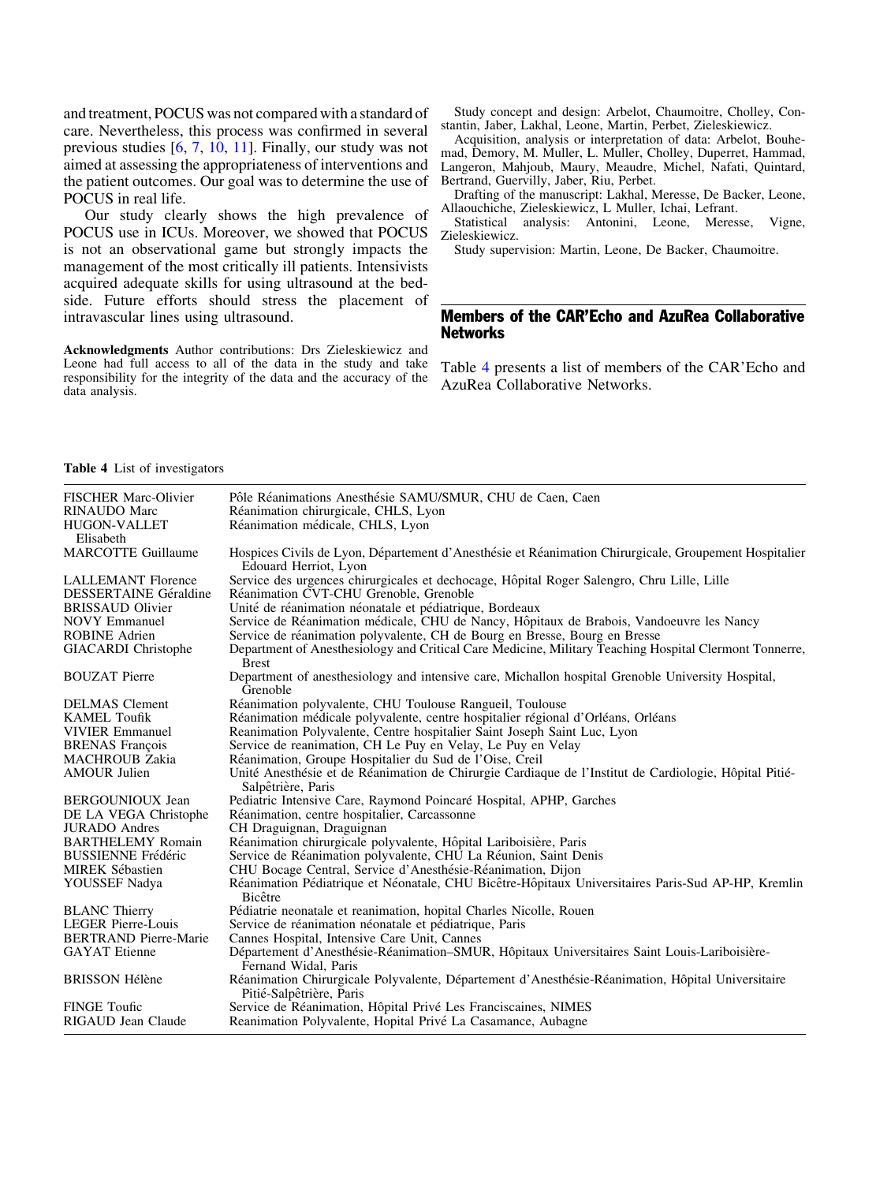and treatment, POCUS was not compared with a standard of care. Nevertheless, this process was confirmed in several previous studies [6, 7, 10, 11]. Finally, our study was not aimed at assessing the appropriateness of interventions and the patient outcomes. Our goal was to determine the use of POCUS in real life.

Our study clearly shows the high prevalence of POCUS use in ICUs. Moreover, we showed that POCUS is not an observational game but strongly impacts the management of the most critically ill patients. Intensivists acquired adequate skills for using ultrasound at the bedside. Future efforts should stress the placement of intravascular lines using ultrasound.

**Acknowledgments** Author contributions: Drs Zieleskiewicz and Leone had full access to all of the data in the study and take responsibility for the integrity of the data and the accuracy of the data analysis.

Study concept and design: Arbelot, Chaumoitre, Cholley, Constantin, Jaber, Lakhal, Leone, Martin, Perbet, Zieleskiewicz.

Acquisition, analysis or interpretation of data: Arbelot, Bouhemad, Demory, M. Muller, L. Muller, Cholley, Duperret, Hammad, Langeron, Mahjoub, Maury, Meaudre, Michel, Nafati, Quintard, Bertrand, Guervilly, Jaber, Riu, Perbet.

Drafting of the manuscript: Lakhal, Meresse, De Backer, Leone, Allaouchiche, Zieleskiewicz, L Muller, Ichai, Lefrant.

Statistical analysis: Antonini, Leone, Meresse, Vigne, Zieleskiewicz.

Study supervision: Martin, Leone, De Backer, Chaumoitre.

## Members of the CAR'Echo and AzuRea Collaborative Networks

Table 4 presents a list of members of the CAR'Echo and AzuRea Collaborative Networks.

**Table 4** List of investigators

| | |
|---|---|
| FISCHER Marc-Olivier | Pôle Réanimations Anesthésie SAMU/SMUR, CHU de Caen, Caen |
| RINAUDO Marc | Réanimation chirurgicale, CHLS, Lyon |
| HUGON-VALLET Elisabeth | Réanimation médicale, CHLS, Lyon |
| MARCOTTE Guillaume | Hospices Civils de Lyon, Département d'Anesthésie et Réanimation Chirurgicale, Groupement Hospitalier Edouard Herriot, Lyon |
| LALLEMANT Florence | Service des urgences chirurgicales et dechocage, Hôpital Roger Salengro, Chru Lille, Lille |
| DESSERTAINE Géraldine | Réanimation CVT-CHU Grenoble, Grenoble |
| BRISSAUD Olivier | Unité de réanimation néonatale et pédiatrique, Bordeaux |
| NOVY Emmanuel | Service de Réanimation médicale, CHU de Nancy, Hôpitaux de Brabois, Vandoeuvre les Nancy |
| ROBINE Adrien | Service de réanimation polyvalente, CH de Bourg en Bresse, Bourg en Bresse |
| GIACARDI Christophe | Department of Anesthesiology and Critical Care Medicine, Military Teaching Hospital Clermont Tonnerre, Brest |
| BOUZAT Pierre | Department of anesthesiology and intensive care, Michallon hospital Grenoble University Hospital, Grenoble |
| DELMAS Clement | Réanimation polyvalente, CHU Toulouse Rangueil, Toulouse |
| KAMEL Toufik | Réanimation médicale polyvalente, centre hospitalier régional d'Orléans, Orléans |
| VIVIER Emmanuel | Reanimation Polyvalente, Centre hospitalier Saint Joseph Saint Luc, Lyon |
| BRENAS François | Service de reanimation, CH Le Puy en Velay, Le Puy en Velay |
| MACHROUB Zakia | Réanimation, Groupe Hospitalier du Sud de l'Oise, Creil |
| AMOUR Julien | Unité Anesthésie et de Réanimation de Chirurgie Cardiaque de l'Institut de Cardiologie, Hôpital Pitié-Salpêtrière, Paris |
| BERGOUNIOUX Jean | Pediatric Intensive Care, Raymond Poincaré Hospital, APHP, Garches |
| DE LA VEGA Christophe | Réanimation, centre hospitalier, Carcassonne |
| JURADO Andres | CH Draguignan, Draguignan |
| BARTHELEMY Romain | Réanimation chirurgicale polyvalente, Hôpital Lariboisière, Paris |
| BUSSIENNE Frédéric | Service de Réanimation polyvalente, CHU La Réunion, Saint Denis |
| MIREK Sébastien | CHU Bocage Central, Service d'Anesthésie-Réanimation, Dijon |
| YOUSSEF Nadya | Réanimation Pédiatrique et Néonatale, CHU Bicêtre-Hôpitaux Universitaires Paris-Sud AP-HP, Kremlin Bicêtre |
| BLANC Thierry | Pédiatrie neonatale et reanimation, hopital Charles Nicolle, Rouen |
| LEGER Pierre-Louis | Service de réanimation néonatale et pédiatrique, Paris |
| BERTRAND Pierre-Marie | Cannes Hospital, Intensive Care Unit, Cannes |
| GAYAT Etienne | Département d'Anesthésie-Réanimation–SMUR, Hôpitaux Universitaires Saint Louis-Lariboisière-Fernand Widal, Paris |
| BRISSON Hélène | Réanimation Chirurgicale Polyvalente, Département d'Anesthésie-Réanimation, Hôpital Universitaire Pitié-Salpêtrière, Paris |
| FINGE Toufic | Service de Réanimation, Hôpital Privé Les Franciscaines, NIMES |
| RIGAUD Jean Claude | Reanimation Polyvalente, Hopital Privé La Casamance, Aubagne |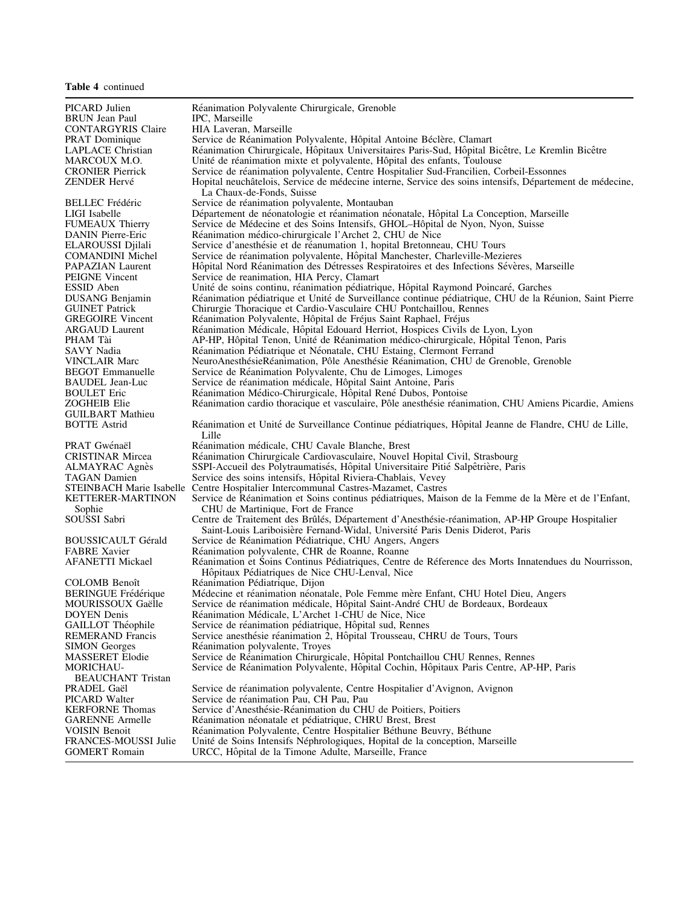**Table 4** continued

| | |
|---|---|
| PICARD Julien | Réanimation Polyvalente Chirurgicale, Grenoble |
| BRUN Jean Paul | IPC, Marseille |
| CONTARGYRIS Claire | HIA Laveran, Marseille |
| PRAT Dominique | Service de Réanimation Polyvalente, Hôpital Antoine Béclère, Clamart |
| LAPLACE Christian | Réanimation Chirurgicale, Hôpitaux Universitaires Paris-Sud, Hôpital Bicêtre, Le Kremlin Bicêtre |
| MARCOUX M.O. | Unité de réanimation mixte et polyvalente, Hôpital des enfants, Toulouse |
| CRONIER Pierrick | Service de réanimation polyvalente, Centre Hospitalier Sud-Francilien, Corbeil-Essonnes |
| ZENDER Hervé | Hopital neuchâtelois, Service de médecine interne, Service des soins intensifs, Département de médecine, La Chaux-de-Fonds, Suisse |
| BELLEC Frédéric | Service de réanimation polyvalente, Montauban |
| LIGI Isabelle | Département de néonatologie et réanimation néonatale, Hôpital La Conception, Marseille |
| FUMEAUX Thierry | Service de Médecine et des Soins Intensifs, GHOL–Hôpital de Nyon, Nyon, Suisse |
| DANIN Pierre-Eric | Réanimation médico-chirurgicale l'Archet 2, CHU de Nice |
| ELAROUSSI Djilali | Service d'anesthésie et de réanumation 1, hopital Bretonneau, CHU Tours |
| COMANDINI Michel | Service de réanimation polyvalente, Hôpital Manchester, Charleville-Mezieres |
| PAPAZIAN Laurent | Hôpital Nord Réanimation des Détresses Respiratoires et des Infections Sévères, Marseille |
| PEIGNE Vincent | Service de reanimation, HIA Percy, Clamart |
| ESSID Aben | Unité de soins continu, réanimation pédiatrique, Hôpital Raymond Poincaré, Garches |
| DUSANG Benjamin | Réanimation pédiatrique et Unité de Surveillance continue pédiatrique, CHU de la Réunion, Saint Pierre |
| GUINET Patrick | Chirurgie Thoracique et Cardio-Vasculaire CHU Pontchaillou, Rennes |
| GREGOIRE Vincent | Réanimation Polyvalente, Hôpital de Fréjus Saint Raphael, Fréjus |
| ARGAUD Laurent | Réanimation Médicale, Hôpital Edouard Herriot, Hospices Civils de Lyon, Lyon |
| PHAM Tài | AP-HP, Hôpital Tenon, Unité de Réanimation médico-chirurgicale, Hôpital Tenon, Paris |
| SAVY Nadia | Réanimation Pédiatrique et Néonatale, CHU Estaing, Clermont Ferrand |
| VINCLAIR Marc | NeuroAnesthésieRéanimation, Pôle Anesthésie Réanimation, CHU de Grenoble, Grenoble |
| BEGOT Emmanuelle | Service de Réanimation Polyvalente, Chu de Limoges, Limoges |
| BAUDEL Jean-Luc | Service de réanimation médicale, Hôpital Saint Antoine, Paris |
| BOULET Eric | Réanimation Médico-Chirurgicale, Hôpital René Dubos, Pontoise |
| ZOGHEIB Elie | Réanimation cardio thoracique et vasculaire, Pôle anesthésie réanimation, CHU Amiens Picardie, Amiens |
| GUILBART Mathieu | |
| BOTTE Astrid | Réanimation et Unité de Surveillance Continue pédiatriques, Hôpital Jeanne de Flandre, CHU de Lille, Lille |
| PRAT Gwénaël | Réanimation médicale, CHU Cavale Blanche, Brest |
| CRISTINAR Mircea | Réanimation Chirurgicale Cardiovasculaire, Nouvel Hopital Civil, Strasbourg |
| ALMAYRAC Agnès | SSPI-Accueil des Polytraumatisés, Hôpital Universitaire Pitié Salpêtrière, Paris |
| TAGAN Damien | Service des soins intensifs, Hôpital Riviera-Chablais, Vevey |
| STEINBACH Marie Isabelle | Centre Hospitalier Intercommunal Castres-Mazamet, Castres |
| KETTERER-MARTINON Sophie | Service de Réanimation et Soins continus pédiatriques, Maison de la Femme de la Mère et de l'Enfant, CHU de Martinique, Fort de France |
| SOUSSI Sabri | Centre de Traitement des Brûlés, Département d'Anesthésie-réanimation, AP-HP Groupe Hospitalier Saint-Louis Lariboisière Fernand-Widal, Université Paris Denis Diderot, Paris |
| BOUSSICAULT Gérald | Service de Réanimation Pédiatrique, CHU Angers, Angers |
| FABRE Xavier | Réanimation polyvalente, CHR de Roanne, Roanne |
| AFANETTI Mickael | Réanimation et Soins Continus Pédiatriques, Centre de Réference des Morts Innatendues du Nourrisson, Hôpitaux Pédiatriques de Nice CHU-Lenval, Nice |
| COLOMB Benoît | Réanimation Pédiatrique, Dijon |
| BERINGUE Frédérique | Médecine et réanimation néonatale, Pole Femme mère Enfant, CHU Hotel Dieu, Angers |
| MOURISSOUX Gaëlle | Service de réanimation médicale, Hôpital Saint-André CHU de Bordeaux, Bordeaux |
| DOYEN Denis | Réanimation Médicale, L'Archet 1-CHU de Nice, Nice |
| GAILLOT Théophile | Service de réanimation pédiatrique, Hôpital sud, Rennes |
| REMERAND Francis | Service anesthésie réanimation 2, Hôpital Trousseau, CHRU de Tours, Tours |
| SIMON Georges | Réanimation polyvalente, Troyes |
| MASSERET Elodie | Service de Réanimation Chirurgicale, Hôpital Pontchaillou CHU Rennes, Rennes |
| MORICHAU-BEAUCHANT Tristan | Service de Réanimation Polyvalente, Hôpital Cochin, Hôpitaux Paris Centre, AP-HP, Paris |
| PRADEL Gaël | Service de réanimation polyvalente, Centre Hospitalier d'Avignon, Avignon |
| PICARD Walter | Service de réanimation Pau, CH Pau, Pau |
| KERFORNE Thomas | Service d'Anesthésie-Réanimation du CHU de Poitiers, Poitiers |
| GARENNE Armelle | Réanimation néonatale et pédiatrique, CHRU Brest, Brest |
| VOISIN Benoit | Réanimation Polyvalente, Centre Hospitalier Béthune Beuvry, Béthune |
| FRANCES-MOUSSI Julie | Unité de Soins Intensifs Néphrologiques, Hopital de la conception, Marseille |
| GOMERT Romain | URCC, Hôpital de la Timone Adulte, Marseille, France |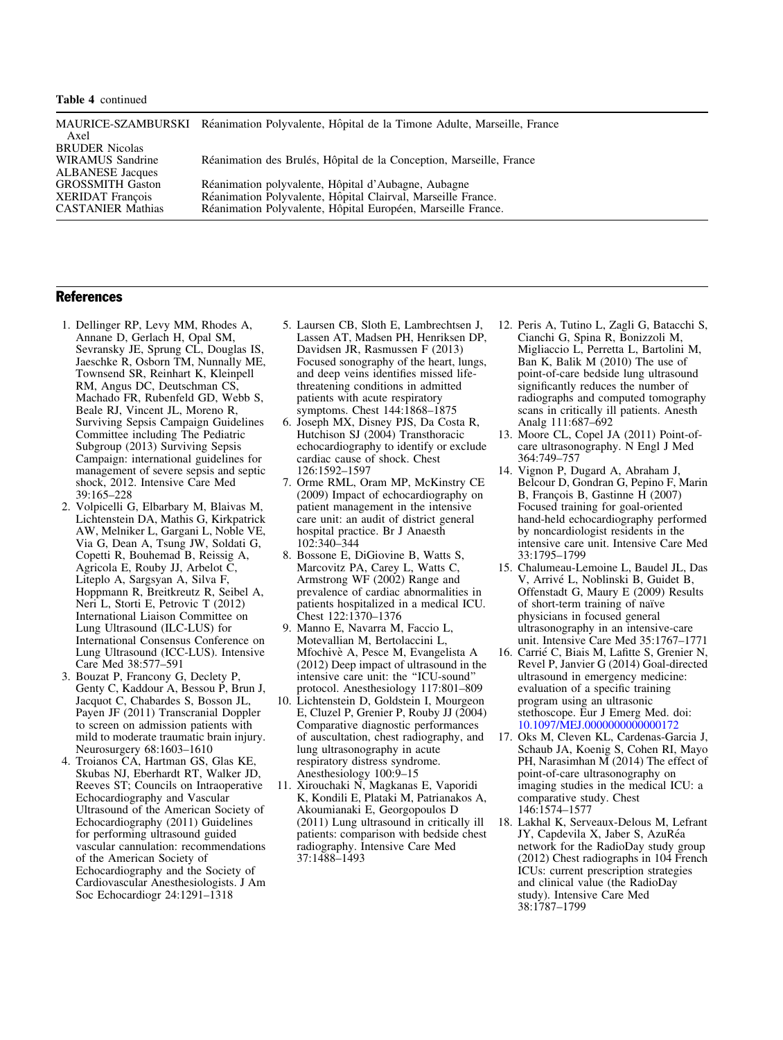**Table 4** continued

| | |
|---|---|
| MAURICE-SZAMBURSKI Axel | Réanimation Polyvalente, Hôpital de la Timone Adulte, Marseille, France |
| BRUDER Nicolas | |
| WIRAMUS Sandrine | Réanimation des Brulés, Hôpital de la Conception, Marseille, France |
| ALBANESE Jacques | |
| GROSSMITH Gaston | Réanimation polyvalente, Hôpital d'Aubagne, Aubagne |
| XERIDAT François | Réanimation Polyvalente, Hôpital Clairval, Marseille France. |
| CASTANIER Mathias | Réanimation Polyvalente, Hôpital Européen, Marseille France. |

## References

1. Dellinger RP, Levy MM, Rhodes A, Annane D, Gerlach H, Opal SM, Sevransky JE, Sprung CL, Douglas IS, Jaeschke R, Osborn TM, Nunnally ME, Townsend SR, Reinhart K, Kleinpell RM, Angus DC, Deutschman CS, Machado FR, Rubenfeld GD, Webb S, Beale RJ, Vincent JL, Moreno R, Surviving Sepsis Campaign Guidelines Committee including The Pediatric Subgroup (2013) Surviving Sepsis Campaign: international guidelines for management of severe sepsis and septic shock, 2012. Intensive Care Med 39:165–228
2. Volpicelli G, Elbarbary M, Blaivas M, Lichtenstein DA, Mathis G, Kirkpatrick AW, Melniker L, Gargani L, Noble VE, Via G, Dean A, Tsung JW, Soldati G, Copetti R, Bouhemad B, Reissig A, Agricola E, Rouby JJ, Arbelot C, Liteplo A, Sargsyan A, Silva F, Hoppmann R, Breitkreutz R, Seibel A, Neri L, Storti E, Petrovic T (2012) International Liaison Committee on Lung Ultrasound (ILC-LUS) for International Consensus Conference on Lung Ultrasound (ICC-LUS). Intensive Care Med 38:577–591
3. Bouzat P, Francony G, Declety P, Genty C, Kaddour A, Bessou P, Brun J, Jacquot C, Chabardes S, Bosson JL, Payen JF (2011) Transcranial Doppler to screen on admission patients with mild to moderate traumatic brain injury. Neurosurgery 68:1603–1610
4. Troianos CA, Hartman GS, Glas KE, Skubas NJ, Eberhardt RT, Walker JD, Reeves ST; Councils on Intraoperative Echocardiography and Vascular Ultrasound of the American Society of Echocardiography (2011) Guidelines for performing ultrasound guided vascular cannulation: recommendations of the American Society of Echocardiography and the Society of Cardiovascular Anesthesiologists. J Am Soc Echocardiogr 24:1291–1318
5. Laursen CB, Sloth E, Lambrechtsen J, Lassen AT, Madsen PH, Henriksen DP, Davidsen JR, Rasmussen F (2013) Focused sonography of the heart, lungs, and deep veins identifies missed life-threatening conditions in admitted patients with acute respiratory symptoms. Chest 144:1868–1875
6. Joseph MX, Disney PJS, Da Costa R, Hutchison SJ (2004) Transthoracic echocardiography to identify or exclude cardiac cause of shock. Chest 126:1592–1597
7. Orme RML, Oram MP, McKinstry CE (2009) Impact of echocardiography on patient management in the intensive care unit: an audit of district general hospital practice. Br J Anaesth 102:340–344
8. Bossone E, DiGiovine B, Watts S, Marcovitz PA, Carey L, Watts C, Armstrong WF (2002) Range and prevalence of cardiac abnormalities in patients hospitalized in a medical ICU. Chest 122:1370–1376
9. Manno E, Navarra M, Faccio L, Motevallian M, Bertolaccini L, Mfochivè A, Pesce M, Evangelista A (2012) Deep impact of ultrasound in the intensive care unit: the "ICU-sound" protocol. Anesthesiology 117:801–809
10. Lichtenstein D, Goldstein I, Mourgeon E, Cluzel P, Grenier P, Rouby JJ (2004) Comparative diagnostic performances of auscultation, chest radiography, and lung ultrasonography in acute respiratory distress syndrome. Anesthesiology 100:9–15
11. Xirouchaki N, Magkanas E, Vaporidi K, Kondili E, Plataki M, Patrianakos A, Akoumianaki E, Georgopoulos D (2011) Lung ultrasound in critically ill patients: comparison with bedside chest radiography. Intensive Care Med 37:1488–1493
12. Peris A, Tutino L, Zagli G, Batacchi S, Cianchi G, Spina R, Bonizzoli M, Migliaccio L, Perretta L, Bartolini M, Ban K, Balik M (2010) The use of point-of-care bedside lung ultrasound significantly reduces the number of radiographs and computed tomography scans in critically ill patients. Anesth Analg 111:687–692
13. Moore CL, Copel JA (2011) Point-of-care ultrasonography. N Engl J Med 364:749–757
14. Vignon P, Dugard A, Abraham J, Belcour D, Gondran G, Pepino F, Marin B, François B, Gastinne H (2007) Focused training for goal-oriented hand-held echocardiography performed by noncardiologist residents in the intensive care unit. Intensive Care Med 33:1795–1799
15. Chalumeau-Lemoine L, Baudel JL, Das V, Arrivé L, Noblinski B, Guidet B, Offenstadt G, Maury E (2009) Results of short-term training of naïve physicians in focused general ultrasonography in an intensive-care unit. Intensive Care Med 35:1767–1771
16. Carrié C, Biais M, Lafitte S, Grenier N, Revel P, Janvier G (2014) Goal-directed ultrasound in emergency medicine: evaluation of a specific training program using an ultrasonic stethoscope. Eur J Emerg Med. doi: 10.1097/MEJ.0000000000000172
17. Oks M, Cleven KL, Cardenas-Garcia J, Schaub JA, Koenig S, Cohen RI, Mayo PH, Narasimhan M (2014) The effect of point-of-care ultrasonography on imaging studies in the medical ICU: a comparative study. Chest 146:1574–1577
18. Lakhal K, Serveaux-Delous M, Lefrant JY, Capdevila X, Jaber S, AzuRéa network for the RadioDay study group (2012) Chest radiographs in 104 French ICUs: current prescription strategies and clinical value (the RadioDay study). Intensive Care Med 38:1787–1799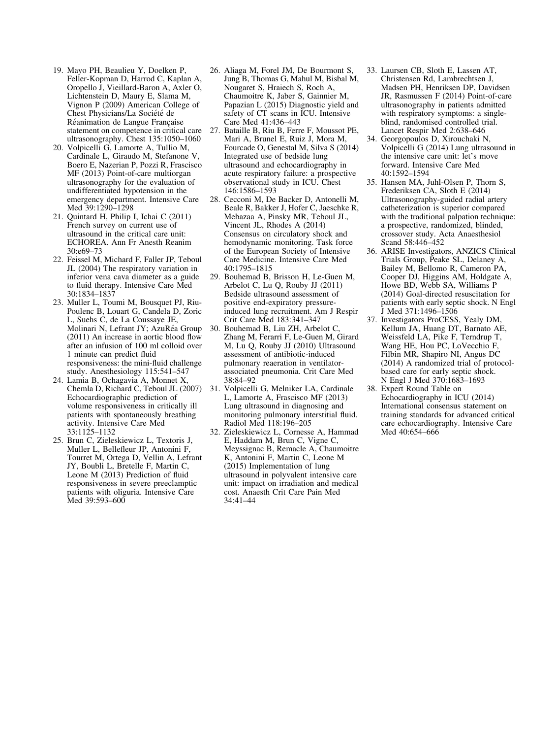19. Mayo PH, Beaulieu Y, Doelken P, Feller-Kopman D, Harrod C, Kaplan A, Oropello J, Vieillard-Baron A, Axler O, Lichtenstein D, Maury E, Slama M, Vignon P (2009) American College of Chest Physicians/La Société de Réanimation de Langue Française statement on competence in critical care ultrasonography. Chest 135:1050–1060
20. Volpicelli G, Lamorte A, Tullio M, Cardinale L, Giraudo M, Stefanone V, Boero E, Nazerian P, Pozzi R, Frascisco MF (2013) Point-of-care multiorgan ultrasonography for the evaluation of undifferentiated hypotension in the emergency department. Intensive Care Med 39:1290–1298
21. Quintard H, Philip I, Ichai C (2011) French survey on current use of ultrasound in the critical care unit: ECHOREA. Ann Fr Anesth Reanim 30:e69–73
22. Feissel M, Michard F, Faller JP, Teboul JL (2004) The respiratory variation in inferior vena cava diameter as a guide to fluid therapy. Intensive Care Med 30:1834–1837
23. Muller L, Toumi M, Bousquet PJ, Riu-Poulenc B, Louart G, Candela D, Zoric L, Suehs C, de La Coussaye JE, Molinari N, Lefrant JY; AzuRéa Group (2011) An increase in aortic blood flow after an infusion of 100 ml colloid over 1 minute can predict fluid responsiveness: the mini-fluid challenge study. Anesthesiology 115:541–547
24. Lamia B, Ochagavia A, Monnet X, Chemla D, Richard C, Teboul JL (2007) Echocardiographic prediction of volume responsiveness in critically ill patients with spontaneously breathing activity. Intensive Care Med 33:1125–1132
25. Brun C, Zieleskiewicz L, Textoris J, Muller L, Bellefleur JP, Antonini F, Tourret M, Ortega D, Vellin A, Lefrant JY, Boubli L, Bretelle F, Martin C, Leone M (2013) Prediction of fluid responsiveness in severe preeclamptic patients with oliguria. Intensive Care Med 39:593–600
26. Aliaga M, Forel JM, De Bourmont S, Jung B, Thomas G, Mahul M, Bisbal M, Nougaret S, Hraiech S, Roch A, Chaumoitre K, Jaber S, Gainnier M, Papazian L (2015) Diagnostic yield and safety of CT scans in ICU. Intensive Care Med 41:436–443
27. Bataille B, Riu B, Ferre F, Moussot PE, Mari A, Brunel E, Ruiz J, Mora M, Fourcade O, Genestal M, Silva S (2014) Integrated use of bedside lung ultrasound and echocardiography in acute respiratory failure: a prospective observational study in ICU. Chest 146:1586–1593
28. Cecconi M, De Backer D, Antonelli M, Beale R, Bakker J, Hofer C, Jaeschke R, Mebazaa A, Pinsky MR, Teboul JL, Vincent JL, Rhodes A (2014) Consensus on circulatory shock and hemodynamic monitoring. Task force of the European Society of Intensive Care Medicine. Intensive Care Med 40:1795–1815
29. Bouhemad B, Brisson H, Le-Guen M, Arbelot C, Lu Q, Rouby JJ (2011) Bedside ultrasound assessment of positive end-expiratory pressure-induced lung recruitment. Am J Respir Crit Care Med 183:341–347
30. Bouhemad B, Liu ZH, Arbelot C, Zhang M, Ferarri F, Le-Guen M, Girard M, Lu Q, Rouby JJ (2010) Ultrasound assessment of antibiotic-induced pulmonary reaeration in ventilator-associated pneumonia. Crit Care Med 38:84–92
31. Volpicelli G, Melniker LA, Cardinale L, Lamorte A, Frascisco MF (2013) Lung ultrasound in diagnosing and monitoring pulmonary interstitial fluid. Radiol Med 118:196–205
32. Zieleskiewicz L, Cornesse A, Hammad E, Haddam M, Brun C, Vigne C, Meyssignac B, Remacle A, Chaumoitre K, Antonini F, Martin C, Leone M (2015) Implementation of lung ultrasound in polyvalent intensive care unit: impact on irradiation and medical cost. Anaesth Crit Care Pain Med 34:41–44
33. Laursen CB, Sloth E, Lassen AT, Christensen Rd, Lambrechtsen J, Madsen PH, Henriksen DP, Davidsen JR, Rasmussen F (2014) Point-of-care ultrasonography in patients admitted with respiratory symptoms: a single-blind, randomised controlled trial. Lancet Respir Med 2:638–646
34. Georgopoulos D, Xirouchaki N, Volpicelli G (2014) Lung ultrasound in the intensive care unit: let's move forward. Intensive Care Med 40:1592–1594
35. Hansen MA, Juhl-Olsen P, Thorn S, Frederiksen CA, Sloth E (2014) Ultrasonography-guided radial artery catheterization is superior compared with the traditional palpation technique: a prospective, randomized, blinded, crossover study. Acta Anaesthesiol Scand 58:446–452
36. ARISE Investigators, ANZICS Clinical Trials Group, Peake SL, Delaney A, Bailey M, Bellomo R, Cameron PA, Cooper DJ, Higgins AM, Holdgate A, Howe BD, Webb SA, Williams P (2014) Goal-directed resuscitation for patients with early septic shock. N Engl J Med 371:1496–1506
37. Investigators ProCESS, Yealy DM, Kellum JA, Huang DT, Barnato AE, Weissfeld LA, Pike F, Terndrup T, Wang HE, Hou PC, LoVecchio F, Filbin MR, Shapiro NI, Angus DC (2014) A randomized trial of protocol-based care for early septic shock. N Engl J Med 370:1683–1693
38. Expert Round Table on Echocardiography in ICU (2014) International consensus statement on training standards for advanced critical care echocardiography. Intensive Care Med 40:654–666